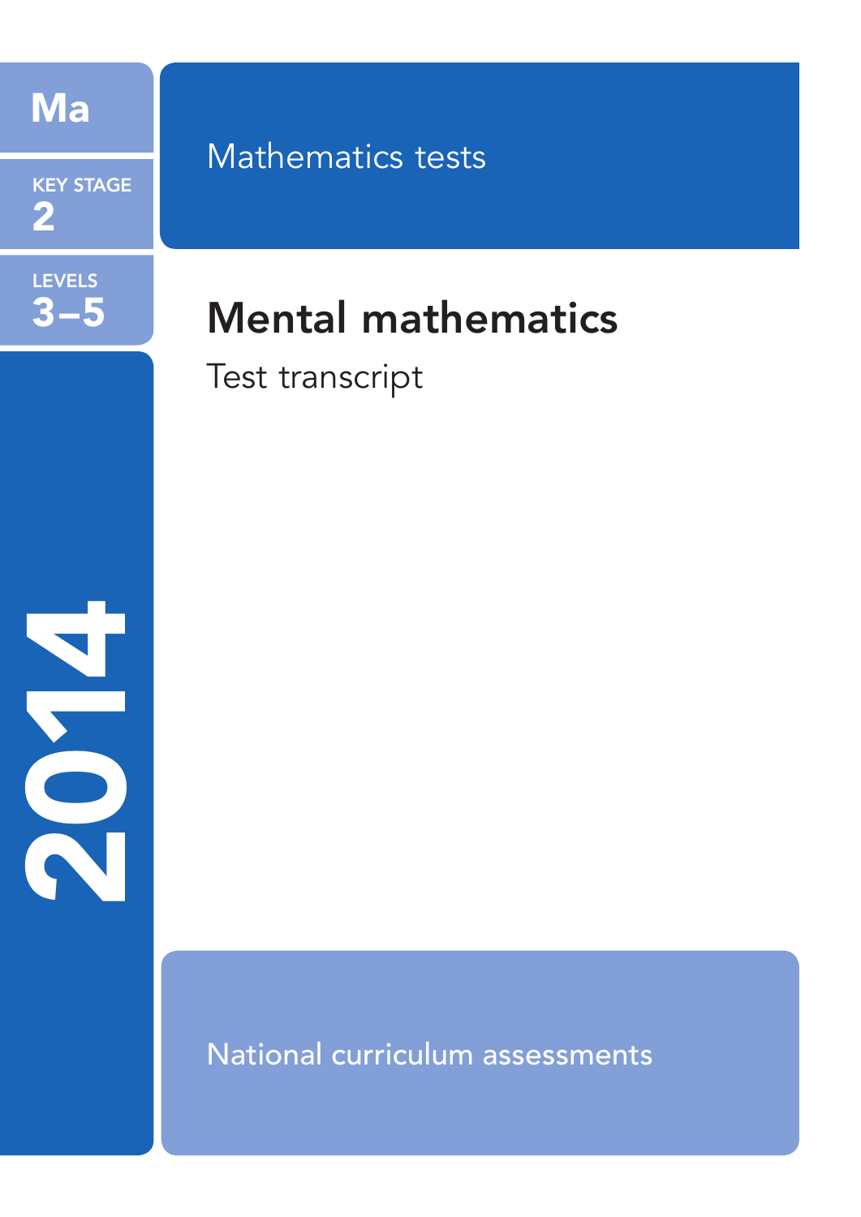Ma

KEY STAGE 2

LEVELS 3–5

2014

Mathematics tests

# Mental mathematics

Test transcript

National curriculum assessments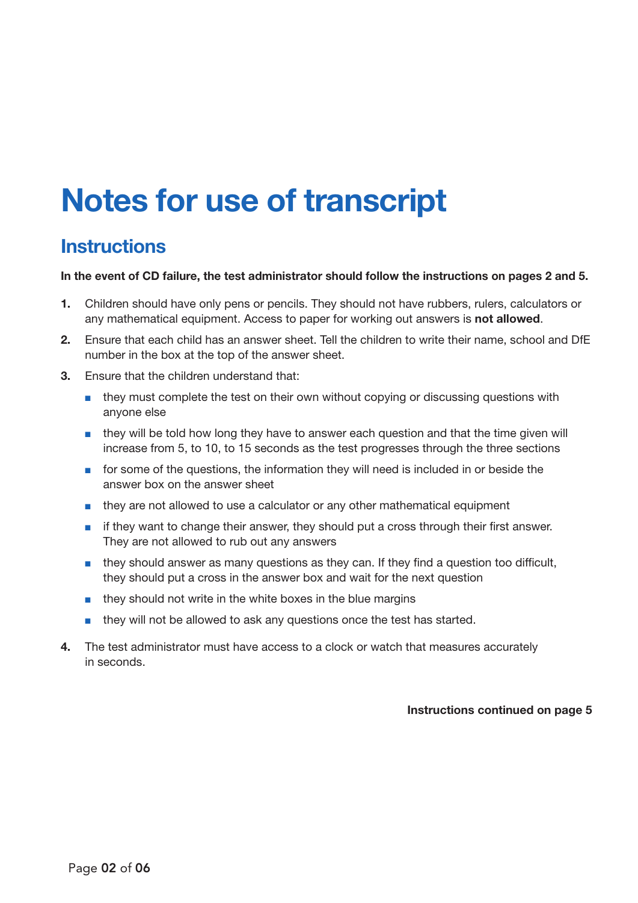# Notes for use of transcript

## Instructions

**In the event of CD failure, the test administrator should follow the instructions on pages 2 and 5.**

1. Children should have only pens or pencils. They should not have rubbers, rulers, calculators or any mathematical equipment. Access to paper for working out answers is **not allowed**.
2. Ensure that each child has an answer sheet. Tell the children to write their name, school and DfE number in the box at the top of the answer sheet.
3. Ensure that the children understand that:
   - they must complete the test on their own without copying or discussing questions with anyone else
   - they will be told how long they have to answer each question and that the time given will increase from 5, to 10, to 15 seconds as the test progresses through the three sections
   - for some of the questions, the information they will need is included in or beside the answer box on the answer sheet
   - they are not allowed to use a calculator or any other mathematical equipment
   - if they want to change their answer, they should put a cross through their first answer. They are not allowed to rub out any answers
   - they should answer as many questions as they can. If they find a question too difficult, they should put a cross in the answer box and wait for the next question
   - they should not write in the white boxes in the blue margins
   - they will not be allowed to ask any questions once the test has started.
4. The test administrator must have access to a clock or watch that measures accurately in seconds.

**Instructions continued on page 5**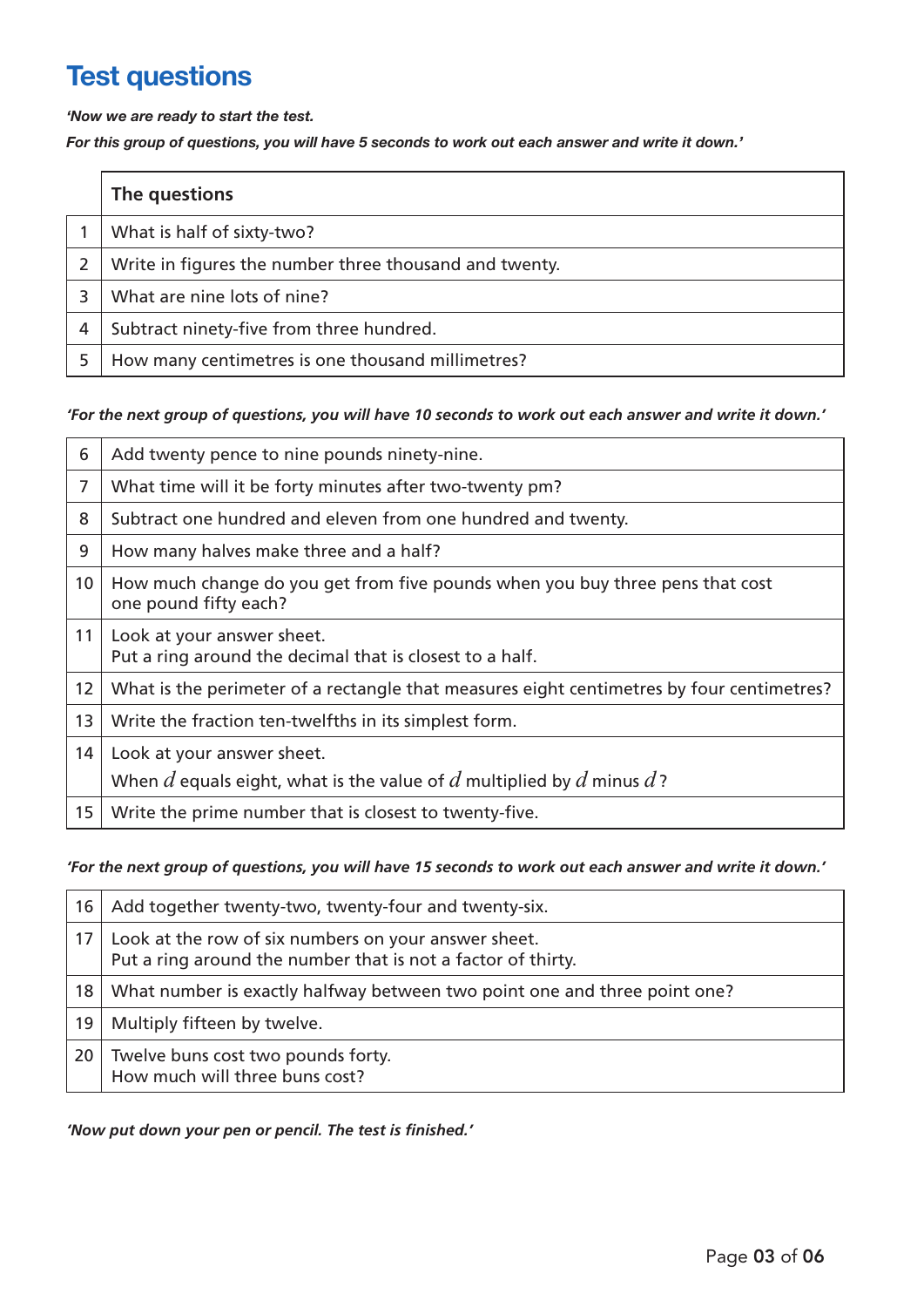# Test questions

***'Now we are ready to start the test.***
***For this group of questions, you will have 5 seconds to work out each answer and write it down.'***

| | The questions |
|---|---|
| 1 | What is half of sixty-two? |
| 2 | Write in figures the number three thousand and twenty. |
| 3 | What are nine lots of nine? |
| 4 | Subtract ninety-five from three hundred. |
| 5 | How many centimetres is one thousand millimetres? |

***'For the next group of questions, you will have 10 seconds to work out each answer and write it down.'***

| | |
|---|---|
| 6 | Add twenty pence to nine pounds ninety-nine. |
| 7 | What time will it be forty minutes after two-twenty pm? |
| 8 | Subtract one hundred and eleven from one hundred and twenty. |
| 9 | How many halves make three and a half? |
| 10 | How much change do you get from five pounds when you buy three pens that cost one pound fifty each? |
| 11 | Look at your answer sheet. Put a ring around the decimal that is closest to a half. |
| 12 | What is the perimeter of a rectangle that measures eight centimetres by four centimetres? |
| 13 | Write the fraction ten-twelfths in its simplest form. |
| 14 | Look at your answer sheet. When $d$ equals eight, what is the value of $d$ multiplied by $d$ minus $d$? |
| 15 | Write the prime number that is closest to twenty-five. |

***'For the next group of questions, you will have 15 seconds to work out each answer and write it down.'***

| | |
|---|---|
| 16 | Add together twenty-two, twenty-four and twenty-six. |
| 17 | Look at the row of six numbers on your answer sheet. Put a ring around the number that is not a factor of thirty. |
| 18 | What number is exactly halfway between two point one and three point one? |
| 19 | Multiply fifteen by twelve. |
| 20 | Twelve buns cost two pounds forty. How much will three buns cost? |

***'Now put down your pen or pencil. The test is finished.'***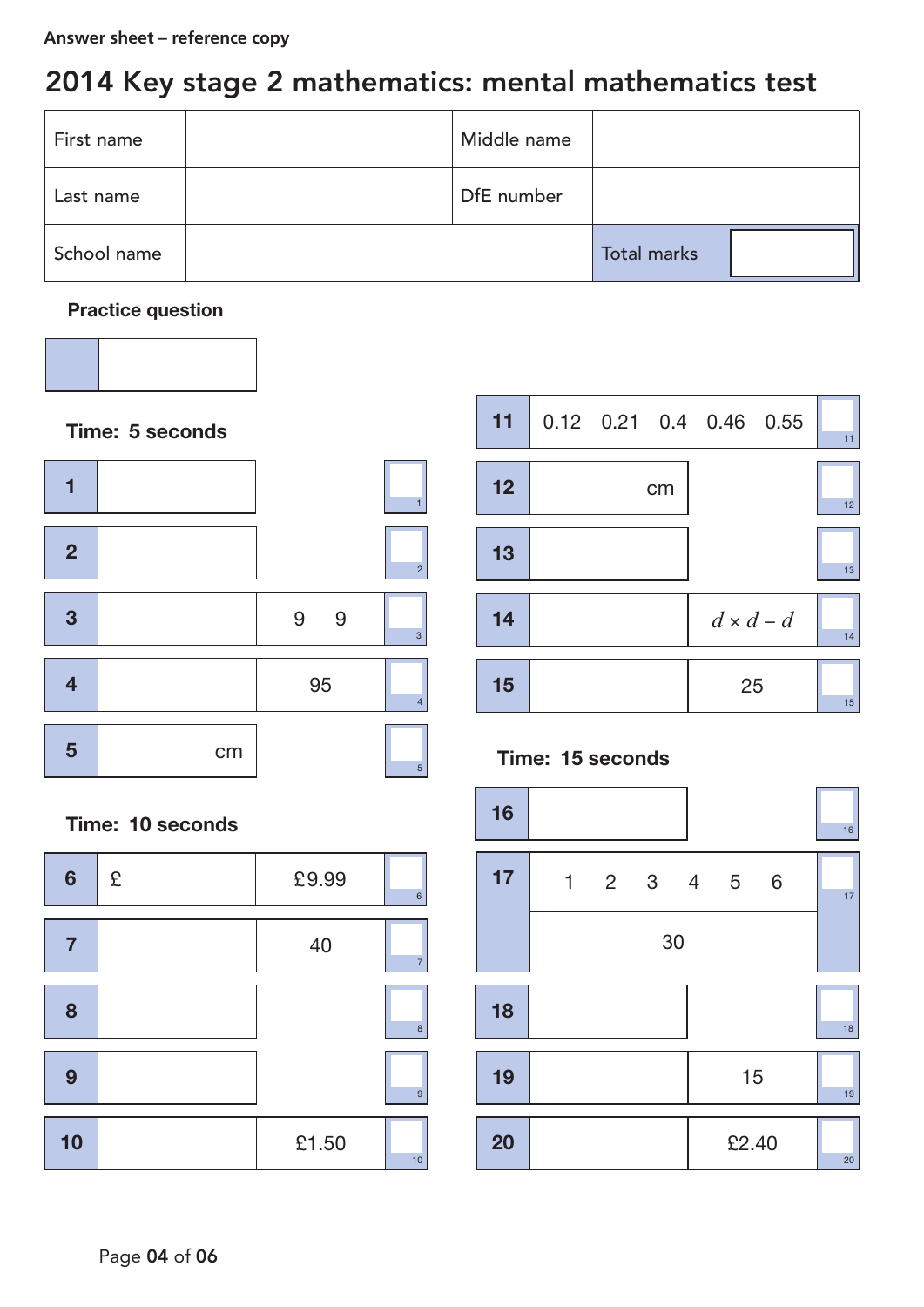Answer sheet – reference copy

# 2014 Key stage 2 mathematics: mental mathematics test

| First name | | Middle name | |
|---|---|---|---|
| Last name | | DfE number | |
| School name | | Total marks | |

**Practice question**

| | |
|---|---|
| | |

### Time: 5 seconds

| Question | Answer | Given | Mark |
|---|---|---|---|
| 1 | | | 1 |
| 2 | | | 2 |
| 3 | | 9 9 | 3 |
| 4 | | 95 | 4 |
| 5 | cm | | 5 |

### Time: 10 seconds

| Question | Answer | Given | Mark |
|---|---|---|---|
| 6 | £ | £9.99 | 6 |
| 7 | | 40 | 7 |
| 8 | | | 8 |
| 9 | | | 9 |
| 10 | | £1.50 | 10 |
| 11 | 0.12 0.21 0.4 0.46 0.55 | | 11 |
| 12 | cm | | 12 |
| 13 | | | 13 |
| 14 | | $d \times d - d$ | 14 |
| 15 | | 25 | 15 |

### Time: 15 seconds

| Question | Answer | Given | Mark |
|---|---|---|---|
| 16 | | | 16 |
| 17 | 1 2 3 4 5 6 | 30 | 17 |
| 18 | | | 18 |
| 19 | | 15 | 19 |
| 20 | | £2.40 | 20 |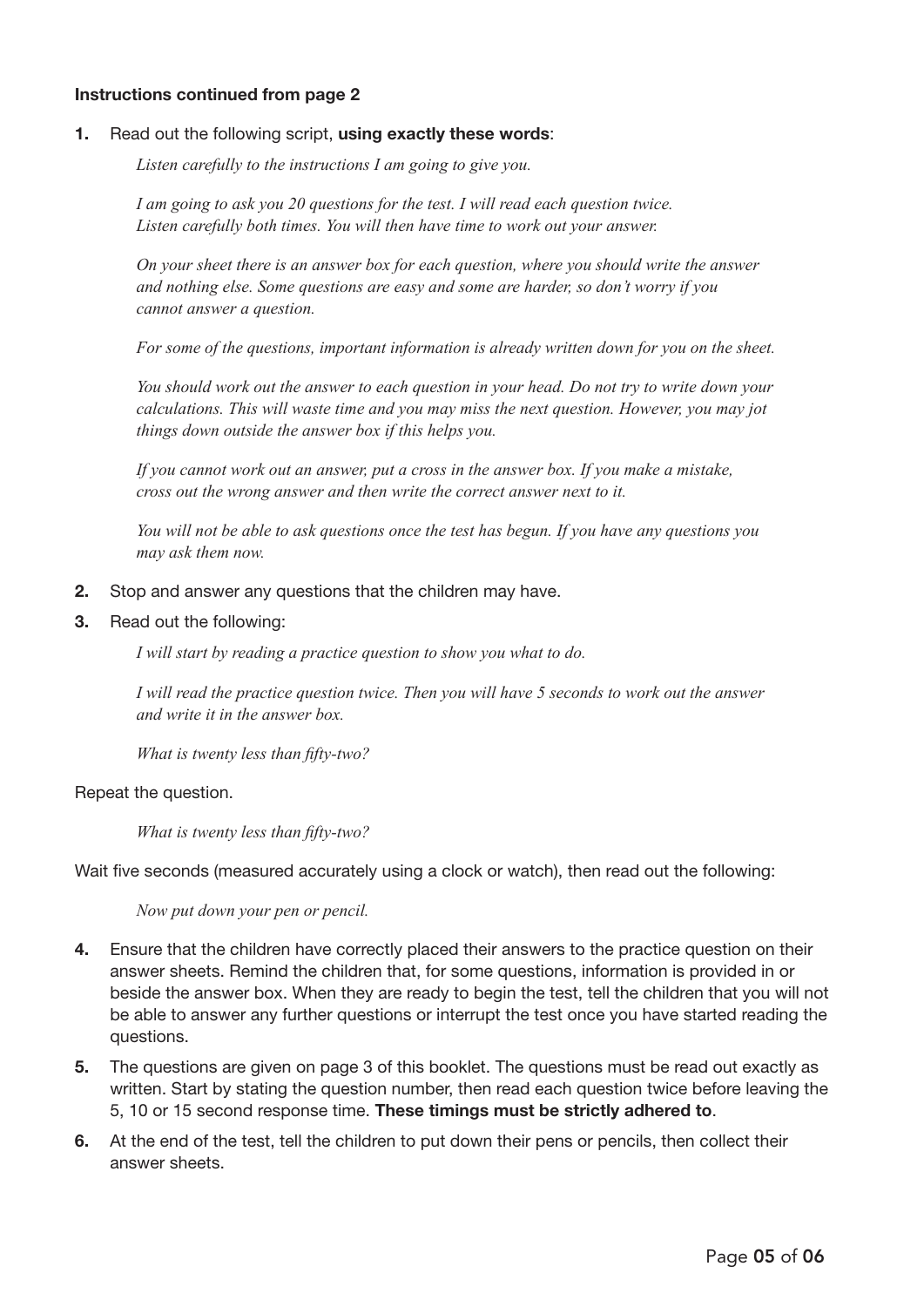**Instructions continued from page 2**

1. Read out the following script, **using exactly these words**:

   *Listen carefully to the instructions I am going to give you.*

   *I am going to ask you 20 questions for the test. I will read each question twice. Listen carefully both times. You will then have time to work out your answer.*

   *On your sheet there is an answer box for each question, where you should write the answer and nothing else. Some questions are easy and some are harder, so don't worry if you cannot answer a question.*

   *For some of the questions, important information is already written down for you on the sheet.*

   *You should work out the answer to each question in your head. Do not try to write down your calculations. This will waste time and you may miss the next question. However, you may jot things down outside the answer box if this helps you.*

   *If you cannot work out an answer, put a cross in the answer box. If you make a mistake, cross out the wrong answer and then write the correct answer next to it.*

   *You will not be able to ask questions once the test has begun. If you have any questions you may ask them now.*

2. Stop and answer any questions that the children may have.

3. Read out the following:

   *I will start by reading a practice question to show you what to do.*

   *I will read the practice question twice. Then you will have 5 seconds to work out the answer and write it in the answer box.*

   *What is twenty less than fifty-two?*

Repeat the question.

   *What is twenty less than fifty-two?*

Wait five seconds (measured accurately using a clock or watch), then read out the following:

   *Now put down your pen or pencil.*

4. Ensure that the children have correctly placed their answers to the practice question on their answer sheets. Remind the children that, for some questions, information is provided in or beside the answer box. When they are ready to begin the test, tell the children that you will not be able to answer any further questions or interrupt the test once you have started reading the questions.

5. The questions are given on page 3 of this booklet. The questions must be read out exactly as written. Start by stating the question number, then read each question twice before leaving the 5, 10 or 15 second response time. **These timings must be strictly adhered to**.

6. At the end of the test, tell the children to put down their pens or pencils, then collect their answer sheets.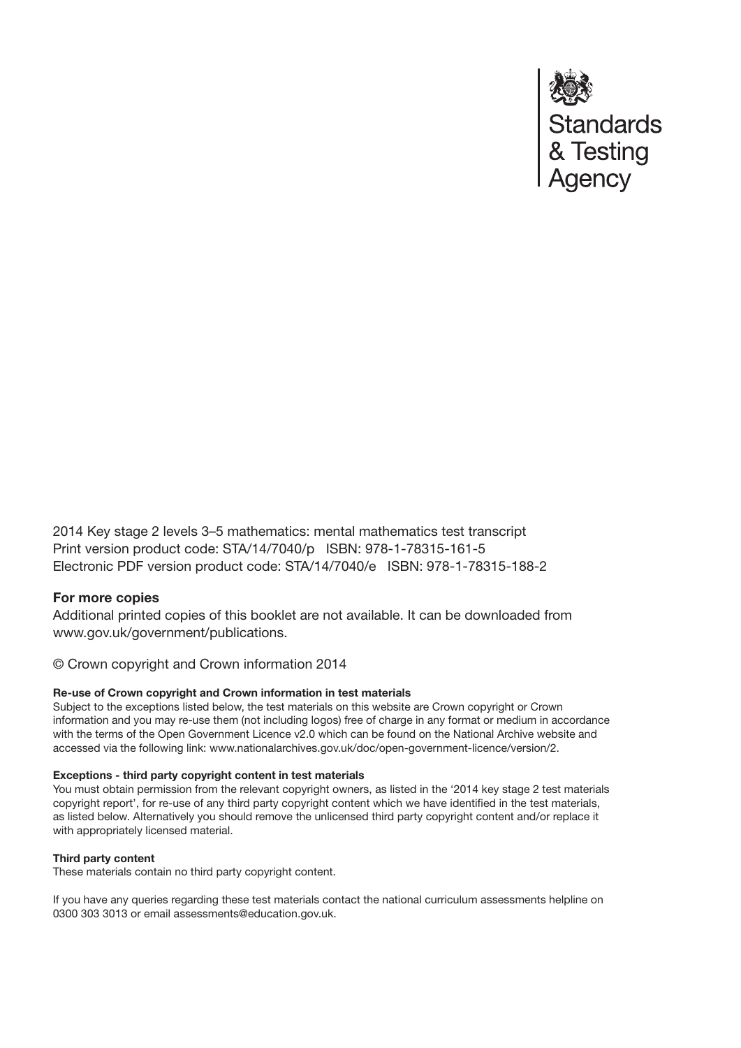Standards
& Testing
Agency

2014 Key stage 2 levels 3–5 mathematics: mental mathematics test transcript
Print version product code: STA/14/7040/p ISBN: 978-1-78315-161-5
Electronic PDF version product code: STA/14/7040/e ISBN: 978-1-78315-188-2

**For more copies**

Additional printed copies of this booklet are not available. It can be downloaded from www.gov.uk/government/publications.

© Crown copyright and Crown information 2014

**Re-use of Crown copyright and Crown information in test materials**

Subject to the exceptions listed below, the test materials on this website are Crown copyright or Crown information and you may re-use them (not including logos) free of charge in any format or medium in accordance with the terms of the Open Government Licence v2.0 which can be found on the National Archive website and accessed via the following link: www.nationalarchives.gov.uk/doc/open-government-licence/version/2.

**Exceptions - third party copyright content in test materials**

You must obtain permission from the relevant copyright owners, as listed in the '2014 key stage 2 test materials copyright report', for re-use of any third party copyright content which we have identified in the test materials, as listed below. Alternatively you should remove the unlicensed third party copyright content and/or replace it with appropriately licensed material.

**Third party content**

These materials contain no third party copyright content.

If you have any queries regarding these test materials contact the national curriculum assessments helpline on 0300 303 3013 or email assessments@education.gov.uk.